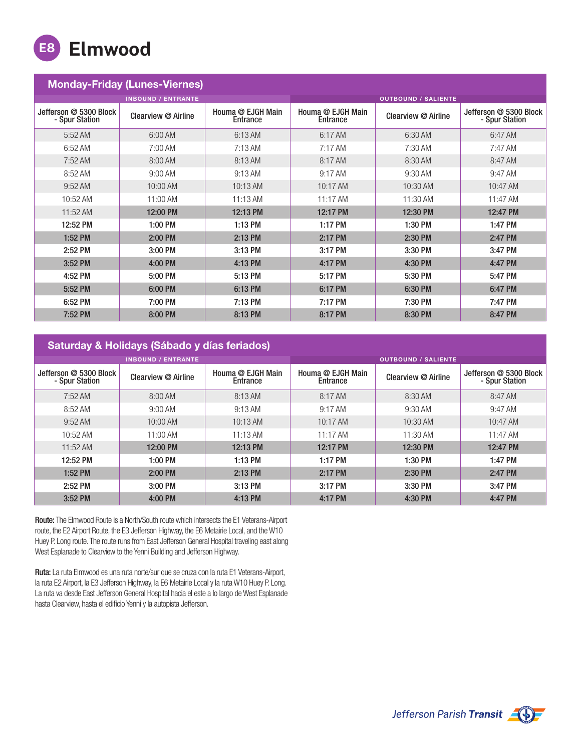# E8 Elmwood

## Monday-Friday (Lunes-Viernes)

| INBOUND / ENTRANTE | | | OUTBOUND / SALIENTE | | |
|---|---|---|---|---|---|
| Jefferson @ 5300 Block - Spur Station | Clearview @ Airline | Houma @ EJGH Main Entrance | Houma @ EJGH Main Entrance | Clearview @ Airline | Jefferson @ 5300 Block - Spur Station |
| 5:52 AM | 6:00 AM | 6:13 AM | 6:17 AM | 6:30 AM | 6:47 AM |
| 6:52 AM | 7:00 AM | 7:13 AM | 7:17 AM | 7:30 AM | 7:47 AM |
| 7:52 AM | 8:00 AM | 8:13 AM | 8:17 AM | 8:30 AM | 8:47 AM |
| 8:52 AM | 9:00 AM | 9:13 AM | 9:17 AM | 9:30 AM | 9:47 AM |
| 9:52 AM | 10:00 AM | 10:13 AM | 10:17 AM | 10:30 AM | 10:47 AM |
| 10:52 AM | 11:00 AM | 11:13 AM | 11:17 AM | 11:30 AM | 11:47 AM |
| 11:52 AM | **12:00 PM** | **12:13 PM** | **12:17 PM** | **12:30 PM** | **12:47 PM** |
| **12:52 PM** | **1:00 PM** | **1:13 PM** | **1:17 PM** | **1:30 PM** | **1:47 PM** |
| **1:52 PM** | **2:00 PM** | **2:13 PM** | **2:17 PM** | **2:30 PM** | **2:47 PM** |
| **2:52 PM** | **3:00 PM** | **3:13 PM** | **3:17 PM** | **3:30 PM** | **3:47 PM** |
| **3:52 PM** | **4:00 PM** | **4:13 PM** | **4:17 PM** | **4:30 PM** | **4:47 PM** |
| **4:52 PM** | **5:00 PM** | **5:13 PM** | **5:17 PM** | **5:30 PM** | **5:47 PM** |
| **5:52 PM** | **6:00 PM** | **6:13 PM** | **6:17 PM** | **6:30 PM** | **6:47 PM** |
| **6:52 PM** | **7:00 PM** | **7:13 PM** | **7:17 PM** | **7:30 PM** | **7:47 PM** |
| **7:52 PM** | **8:00 PM** | **8:13 PM** | **8:17 PM** | **8:30 PM** | **8:47 PM** |

## Saturday & Holidays (Sábado y días feriados)

| INBOUND / ENTRANTE | | | OUTBOUND / SALIENTE | | |
|---|---|---|---|---|---|
| Jefferson @ 5300 Block - Spur Station | Clearview @ Airline | Houma @ EJGH Main Entrance | Houma @ EJGH Main Entrance | Clearview @ Airline | Jefferson @ 5300 Block - Spur Station |
| 7:52 AM | 8:00 AM | 8:13 AM | 8:17 AM | 8:30 AM | 8:47 AM |
| 8:52 AM | 9:00 AM | 9:13 AM | 9:17 AM | 9:30 AM | 9:47 AM |
| 9:52 AM | 10:00 AM | 10:13 AM | 10:17 AM | 10:30 AM | 10:47 AM |
| 10:52 AM | 11:00 AM | 11:13 AM | 11:17 AM | 11:30 AM | 11:47 AM |
| 11:52 AM | **12:00 PM** | **12:13 PM** | **12:17 PM** | **12:30 PM** | **12:47 PM** |
| **12:52 PM** | **1:00 PM** | **1:13 PM** | **1:17 PM** | **1:30 PM** | **1:47 PM** |
| **1:52 PM** | **2:00 PM** | **2:13 PM** | **2:17 PM** | **2:30 PM** | **2:47 PM** |
| **2:52 PM** | **3:00 PM** | **3:13 PM** | **3:17 PM** | **3:30 PM** | **3:47 PM** |
| **3:52 PM** | **4:00 PM** | **4:13 PM** | **4:17 PM** | **4:30 PM** | **4:47 PM** |

**Route:** The Elmwood Route is a North/South route which intersects the E1 Veterans-Airport route, the E2 Airport Route, the E3 Jefferson Highway, the E6 Metairie Local, and the W10 Huey P. Long route. The route runs from East Jefferson General Hospital traveling east along West Esplanade to Clearview to the Yenni Building and Jefferson Highway.

**Ruta:** La ruta Elmwood es una ruta norte/sur que se cruza con la ruta E1 Veterans-Airport, la ruta E2 Airport, la E3 Jefferson Highway, la E6 Metairie Local y la ruta W10 Huey P. Long. La ruta va desde East Jefferson General Hospital hacia el este a lo largo de West Esplanade hasta Clearview, hasta el edificio Yenni y la autopista Jefferson.

Jefferson Parish **Transit**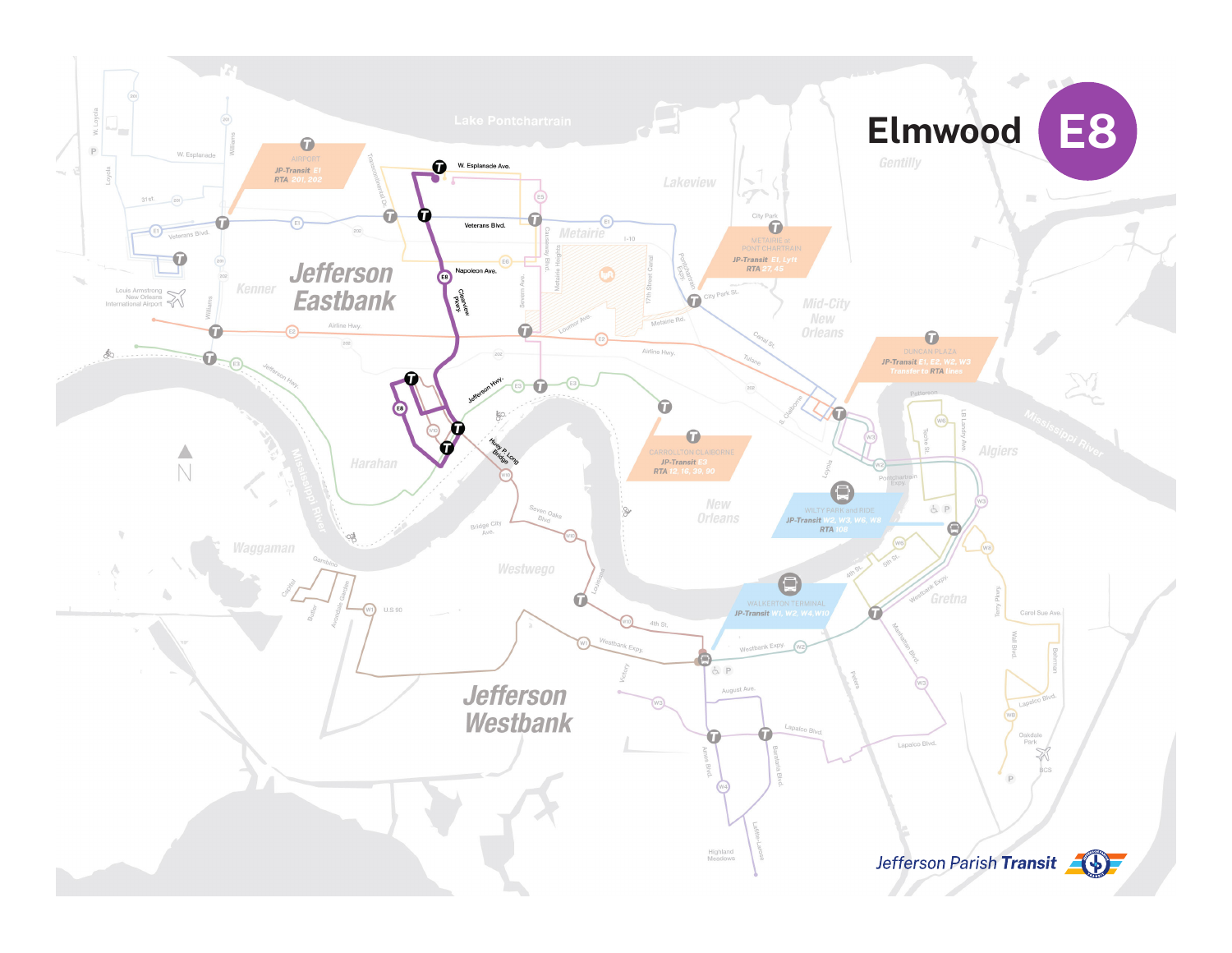# Elmwood E8

Lake Pontchartrain

AIRPORT
JP-Transit E1
RTA 201, 202

W. Esplanade Ave.

Veterans Blvd.

Napoleon Ave.

Clearview Pkwy.

Jefferson Eastbank

Kenner

Metairie

Lakeview

Gentilly

METAIRIE at PONTCHARTRAIN
JP-Transit E1, Lyft
RTA 27, 45

Mid-City New Orleans

DUNCAN PLAZA
JP-Transit E1, E2, W2, W3
Transfer to RTA lines

Jefferson Hwy.

Huey P. Long Bridge

Harahan

Mississippi River

CARROLLTON CLAIBORNE
JP-Transit E3
RTA 12, 16, 39, 90

New Orleans

WILTY PARK and RIDE
JP-Transit W2, W3, W6, W8
RTA 108

Algiers

Waggaman

Westwego

WALKERTON TERMINAL
JP-Transit W1, W2, W4, W10

Gretna

Jefferson Westbank

Highland Meadows

Jefferson Parish Transit